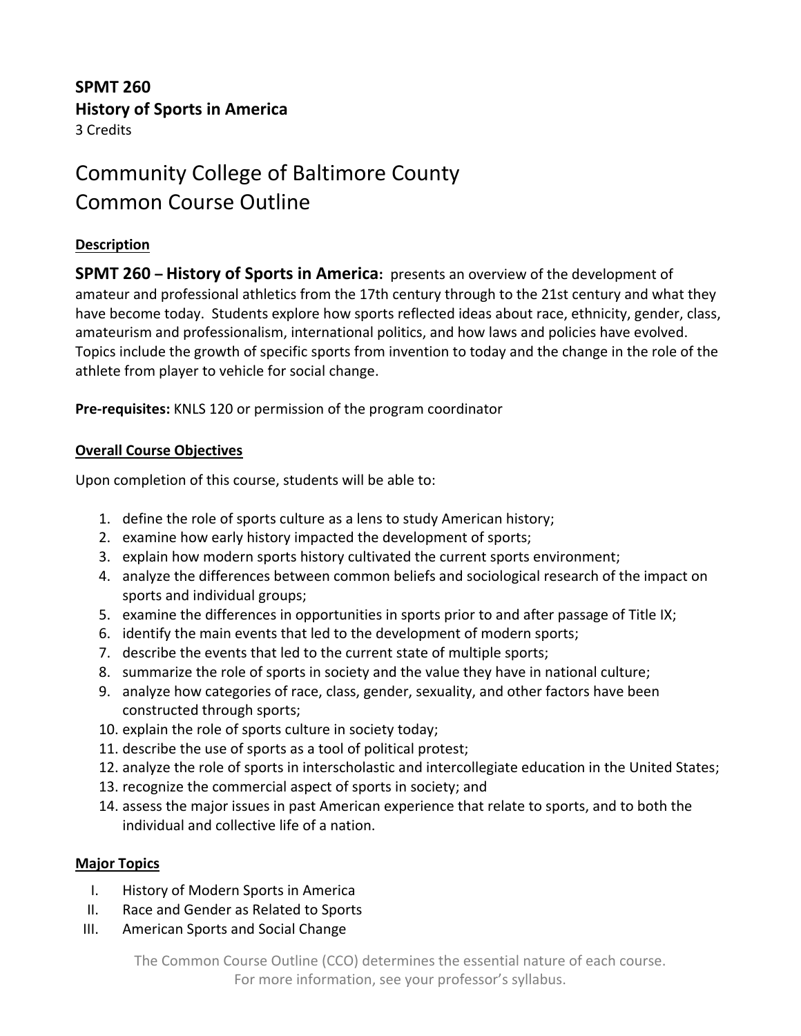**SPMT 260**
**History of Sports in America**
3 Credits

# Community College of Baltimore County
# Common Course Outline

## Description

**SPMT 260 – History of Sports in America:** presents an overview of the development of amateur and professional athletics from the 17th century through to the 21st century and what they have become today. Students explore how sports reflected ideas about race, ethnicity, gender, class, amateurism and professionalism, international politics, and how laws and policies have evolved. Topics include the growth of specific sports from invention to today and the change in the role of the athlete from player to vehicle for social change.

**Pre-requisites:** KNLS 120 or permission of the program coordinator

## Overall Course Objectives

Upon completion of this course, students will be able to:

1. define the role of sports culture as a lens to study American history;
2. examine how early history impacted the development of sports;
3. explain how modern sports history cultivated the current sports environment;
4. analyze the differences between common beliefs and sociological research of the impact on sports and individual groups;
5. examine the differences in opportunities in sports prior to and after passage of Title IX;
6. identify the main events that led to the development of modern sports;
7. describe the events that led to the current state of multiple sports;
8. summarize the role of sports in society and the value they have in national culture;
9. analyze how categories of race, class, gender, sexuality, and other factors have been constructed through sports;
10. explain the role of sports culture in society today;
11. describe the use of sports as a tool of political protest;
12. analyze the role of sports in interscholastic and intercollegiate education in the United States;
13. recognize the commercial aspect of sports in society; and
14. assess the major issues in past American experience that relate to sports, and to both the individual and collective life of a nation.

## Major Topics

I. History of Modern Sports in America
II. Race and Gender as Related to Sports
III. American Sports and Social Change

The Common Course Outline (CCO) determines the essential nature of each course. For more information, see your professor's syllabus.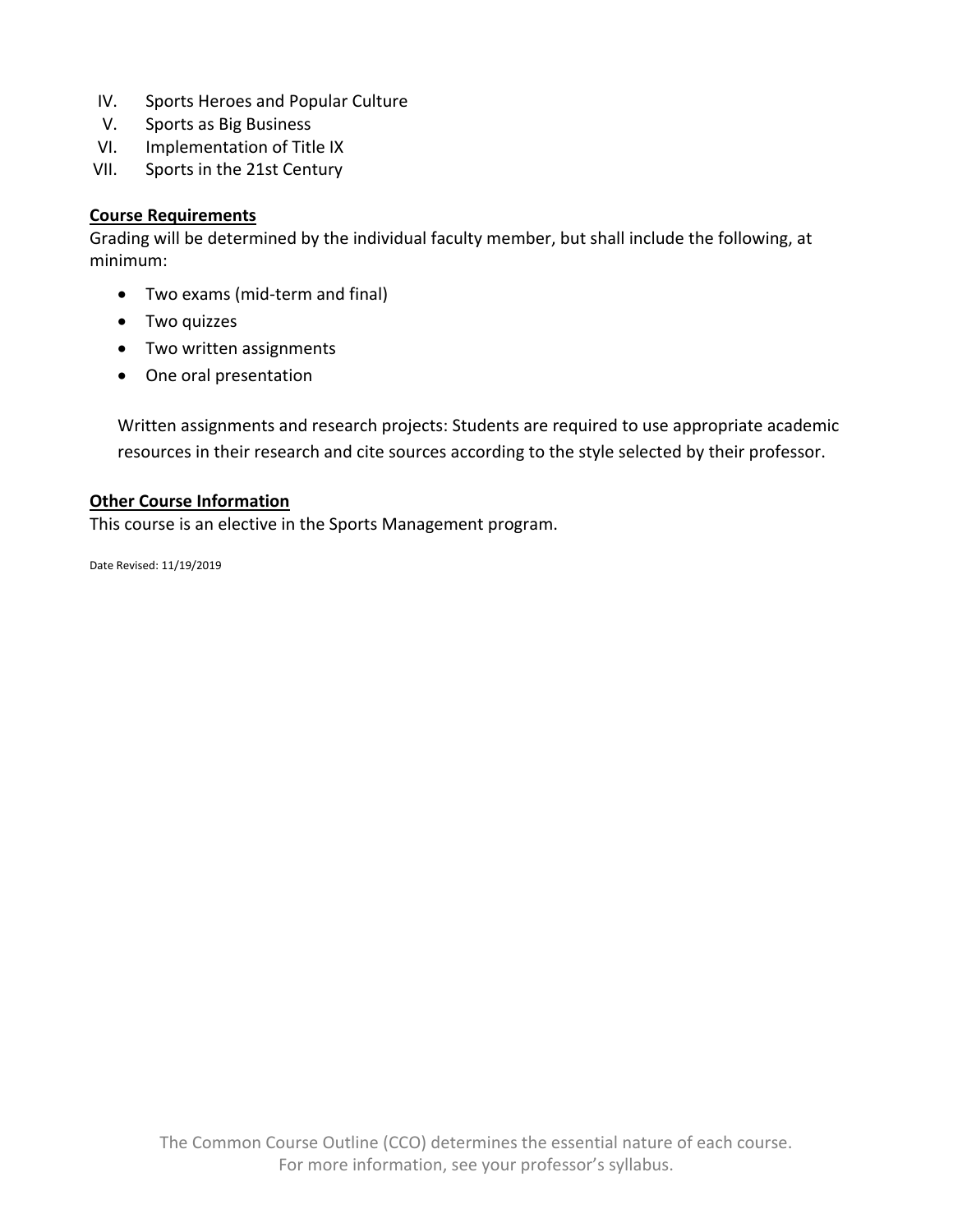IV. Sports Heroes and Popular Culture
V. Sports as Big Business
VI. Implementation of Title IX
VII. Sports in the 21st Century

**Course Requirements**

Grading will be determined by the individual faculty member, but shall include the following, at minimum:

- Two exams (mid-term and final)
- Two quizzes
- Two written assignments
- One oral presentation

Written assignments and research projects: Students are required to use appropriate academic resources in their research and cite sources according to the style selected by their professor.

**Other Course Information**

This course is an elective in the Sports Management program.

Date Revised: 11/19/2019

The Common Course Outline (CCO) determines the essential nature of each course.
For more information, see your professor's syllabus.